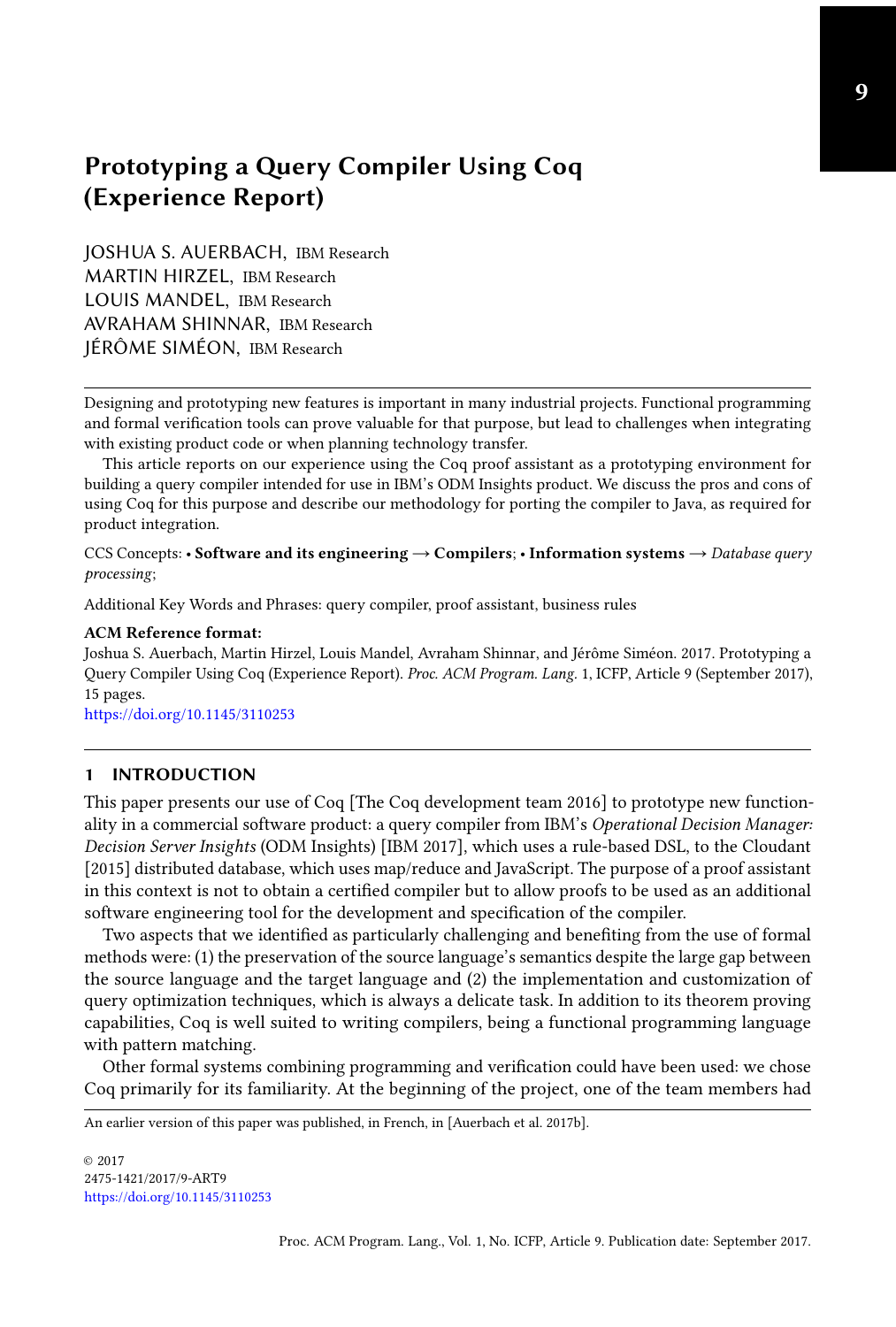# Prototyping a Query Compiler Using Coq (Experience Report)

JOSHUA S. AUERBACH, IBM Research
MARTIN HIRZEL, IBM Research
LOUIS MANDEL, IBM Research
AVRAHAM SHINNAR, IBM Research
JÉRÔME SIMÉON, IBM Research

Designing and prototyping new features is important in many industrial projects. Functional programming and formal verification tools can prove valuable for that purpose, but lead to challenges when integrating with existing product code or when planning technology transfer.

This article reports on our experience using the Coq proof assistant as a prototyping environment for building a query compiler intended for use in IBM's ODM Insights product. We discuss the pros and cons of using Coq for this purpose and describe our methodology for porting the compiler to Java, as required for product integration.

CCS Concepts: • **Software and its engineering** → **Compilers**; • **Information systems** → *Database query processing*;

Additional Key Words and Phrases: query compiler, proof assistant, business rules

**ACM Reference format:**
Joshua S. Auerbach, Martin Hirzel, Louis Mandel, Avraham Shinnar, and Jérôme Siméon. 2017. Prototyping a Query Compiler Using Coq (Experience Report). *Proc. ACM Program. Lang.* 1, ICFP, Article 9 (September 2017), 15 pages.
https://doi.org/10.1145/3110253

## 1 INTRODUCTION

This paper presents our use of Coq [The Coq development team 2016] to prototype new functionality in a commercial software product: a query compiler from IBM's *Operational Decision Manager: Decision Server Insights* (ODM Insights) [IBM 2017], which uses a rule-based DSL, to the Cloudant [2015] distributed database, which uses map/reduce and JavaScript. The purpose of a proof assistant in this context is not to obtain a certified compiler but to allow proofs to be used as an additional software engineering tool for the development and specification of the compiler.

Two aspects that we identified as particularly challenging and benefiting from the use of formal methods were: (1) the preservation of the source language's semantics despite the large gap between the source language and the target language and (2) the implementation and customization of query optimization techniques, which is always a delicate task. In addition to its theorem proving capabilities, Coq is well suited to writing compilers, being a functional programming language with pattern matching.

Other formal systems combining programming and verification could have been used: we chose Coq primarily for its familiarity. At the beginning of the project, one of the team members had

An earlier version of this paper was published, in French, in [Auerbach et al. 2017b].

© 2017
2475-1421/2017/9-ART9
https://doi.org/10.1145/3110253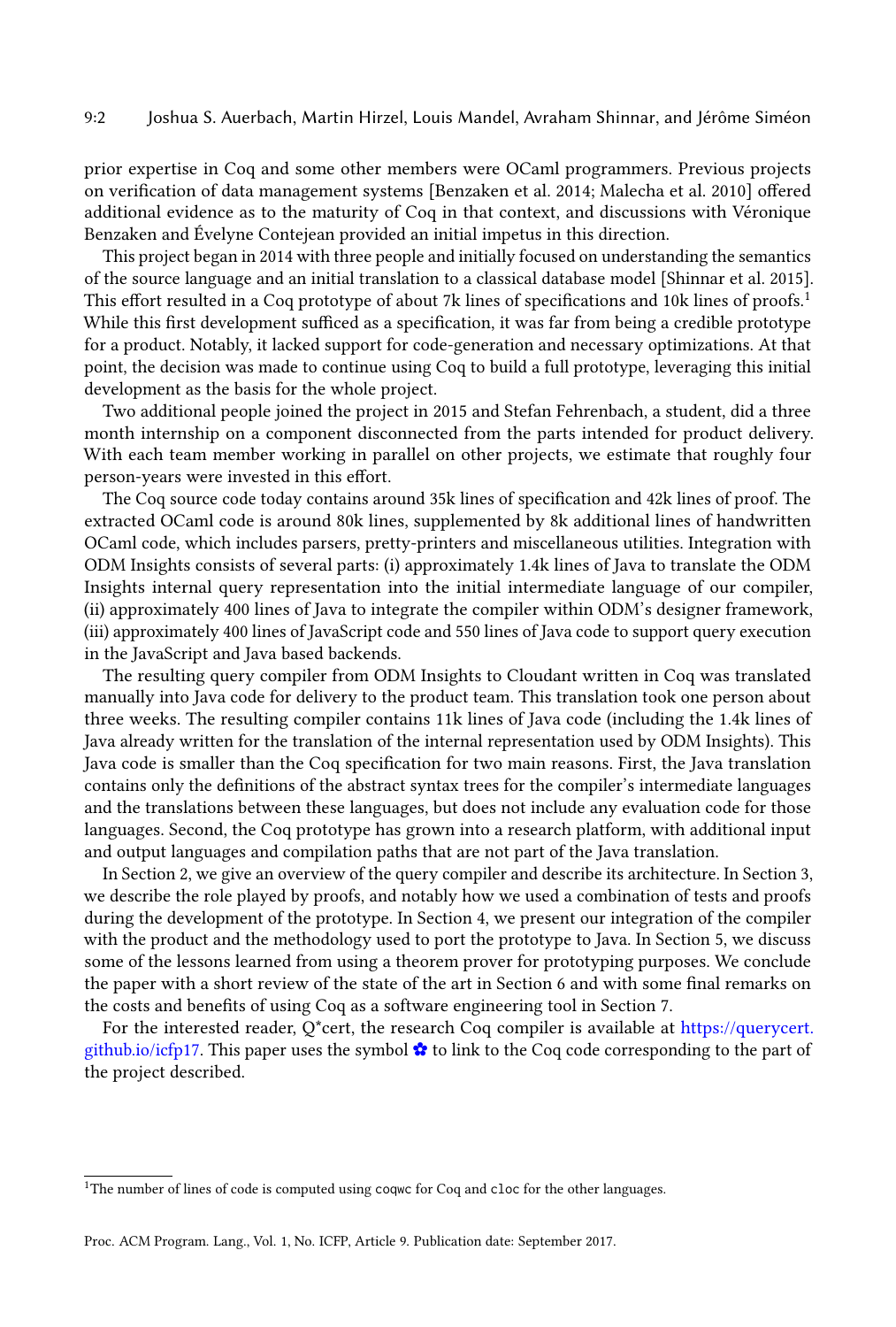prior expertise in Coq and some other members were OCaml programmers. Previous projects on verification of data management systems [Benzaken et al. 2014; Malecha et al. 2010] offered additional evidence as to the maturity of Coq in that context, and discussions with Véronique Benzaken and Évelyne Contejean provided an initial impetus in this direction.

This project began in 2014 with three people and initially focused on understanding the semantics of the source language and an initial translation to a classical database model [Shinnar et al. 2015]. This effort resulted in a Coq prototype of about 7k lines of specifications and 10k lines of proofs.[1] While this first development sufficed as a specification, it was far from being a credible prototype for a product. Notably, it lacked support for code-generation and necessary optimizations. At that point, the decision was made to continue using Coq to build a full prototype, leveraging this initial development as the basis for the whole project.

Two additional people joined the project in 2015 and Stefan Fehrenbach, a student, did a three month internship on a component disconnected from the parts intended for product delivery. With each team member working in parallel on other projects, we estimate that roughly four person-years were invested in this effort.

The Coq source code today contains around 35k lines of specification and 42k lines of proof. The extracted OCaml code is around 80k lines, supplemented by 8k additional lines of handwritten OCaml code, which includes parsers, pretty-printers and miscellaneous utilities. Integration with ODM Insights consists of several parts: (i) approximately 1.4k lines of Java to translate the ODM Insights internal query representation into the initial intermediate language of our compiler, (ii) approximately 400 lines of Java to integrate the compiler within ODM's designer framework, (iii) approximately 400 lines of JavaScript code and 550 lines of Java code to support query execution in the JavaScript and Java based backends.

The resulting query compiler from ODM Insights to Cloudant written in Coq was translated manually into Java code for delivery to the product team. This translation took one person about three weeks. The resulting compiler contains 11k lines of Java code (including the 1.4k lines of Java already written for the translation of the internal representation used by ODM Insights). This Java code is smaller than the Coq specification for two main reasons. First, the Java translation contains only the definitions of the abstract syntax trees for the compiler's intermediate languages and the translations between these languages, but does not include any evaluation code for those languages. Second, the Coq prototype has grown into a research platform, with additional input and output languages and compilation paths that are not part of the Java translation.

In Section 2, we give an overview of the query compiler and describe its architecture. In Section 3, we describe the role played by proofs, and notably how we used a combination of tests and proofs during the development of the prototype. In Section 4, we present our integration of the compiler with the product and the methodology used to port the prototype to Java. In Section 5, we discuss some of the lessons learned from using a theorem prover for prototyping purposes. We conclude the paper with a short review of the state of the art in Section 6 and with some final remarks on the costs and benefits of using Coq as a software engineering tool in Section 7.

For the interested reader, Q*cert, the research Coq compiler is available at https://querycert.github.io/icfp17. This paper uses the symbol ✿ to link to the Coq code corresponding to the part of the project described.

[1] The number of lines of code is computed using coqwc for Coq and cloc for the other languages.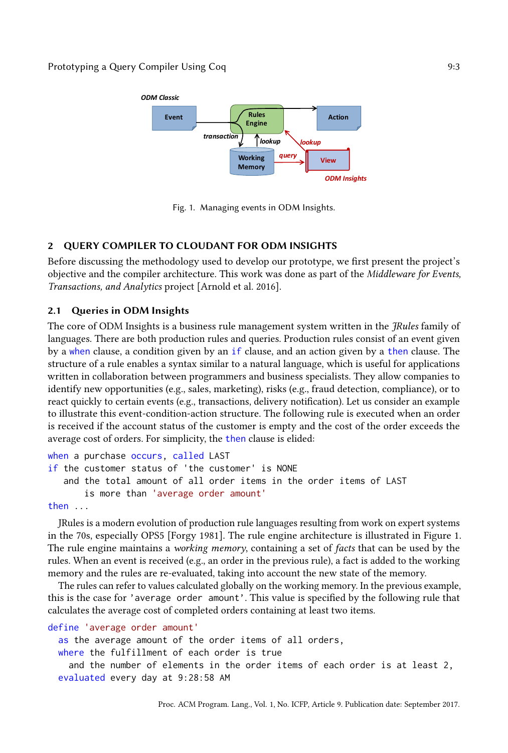Fig. 1. Managing events in ODM Insights.

## 2 QUERY COMPILER TO CLOUDANT FOR ODM INSIGHTS

Before discussing the methodology used to develop our prototype, we first present the project's objective and the compiler architecture. This work was done as part of the *Middleware for Events, Transactions, and Analytics* project [Arnold et al. 2016].

### 2.1 Queries in ODM Insights

The core of ODM Insights is a business rule management system written in the *JRules* family of languages. There are both production rules and queries. Production rules consist of an event given by a `when` clause, a condition given by an `if` clause, and an action given by a `then` clause. The structure of a rule enables a syntax similar to a natural language, which is useful for applications written in collaboration between programmers and business specialists. They allow companies to identify new opportunities (e.g., sales, marketing), risks (e.g., fraud detection, compliance), or to react quickly to certain events (e.g., transactions, delivery notification). Let us consider an example to illustrate this event-condition-action structure. The following rule is executed when an order is received if the account status of the customer is empty and the cost of the order exceeds the average cost of orders. For simplicity, the `then` clause is elided:

```
when a purchase occurs, called LAST
if the customer status of 'the customer' is NONE
   and the total amount of all order items in the order items of LAST
       is more than 'average order amount'
then ...
```

JRules is a modern evolution of production rule languages resulting from work on expert systems in the 70s, especially OPS5 [Forgy 1981]. The rule engine architecture is illustrated in Figure 1. The rule engine maintains a *working memory*, containing a set of *facts* that can be used by the rules. When an event is received (e.g., an order in the previous rule), a fact is added to the working memory and the rules are re-evaluated, taking into account the new state of the memory.

The rules can refer to values calculated globally on the working memory. In the previous example, this is the case for `'average order amount'`. This value is specified by the following rule that calculates the average cost of completed orders containing at least two items.

```
define 'average order amount'
  as the average amount of the order items of all orders,
  where the fulfillment of each order is true
    and the number of elements in the order items of each order is at least 2,
  evaluated every day at 9:28:58 AM
```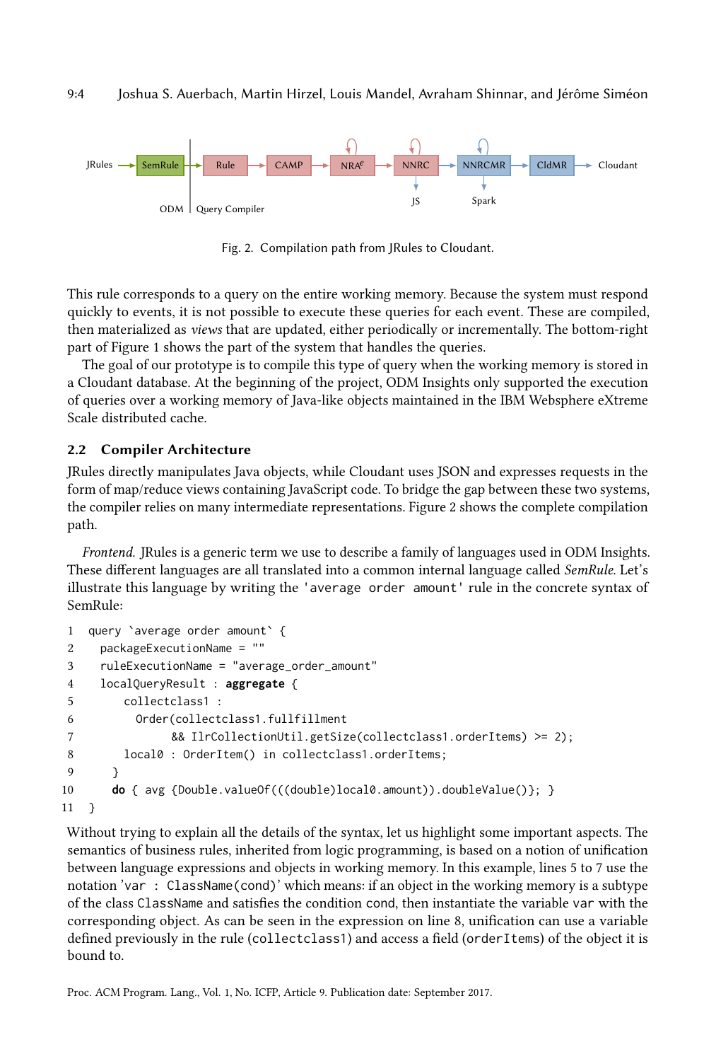JRules → SemRule → Rule → CAMP → $NRA^e$ → NNRC → NNRCMR → CldMR → Cloudant

ODM | Query Compiler

NNRC → JS; NNRCMR → Spark

Fig. 2. Compilation path from JRules to Cloudant.

This rule corresponds to a query on the entire working memory. Because the system must respond quickly to events, it is not possible to execute these queries for each event. These are compiled, then materialized as *views* that are updated, either periodically or incrementally. The bottom-right part of Figure 1 shows the part of the system that handles the queries.

The goal of our prototype is to compile this type of query when the working memory is stored in a Cloudant database. At the beginning of the project, ODM Insights only supported the execution of queries over a working memory of Java-like objects maintained in the IBM Websphere eXtreme Scale distributed cache.

## 2.2 Compiler Architecture

JRules directly manipulates Java objects, while Cloudant uses JSON and expresses requests in the form of map/reduce views containing JavaScript code. To bridge the gap between these two systems, the compiler relies on many intermediate representations. Figure 2 shows the complete compilation path.

*Frontend.* JRules is a generic term we use to describe a family of languages used in ODM Insights. These different languages are all translated into a common internal language called *SemRule*. Let's illustrate this language by writing the `'average order amount'` rule in the concrete syntax of SemRule:

```
1  query `average order amount` {
2    packageExecutionName = ""
3    ruleExecutionName = "average_order_amount"
4    localQueryResult : aggregate {
5        collectclass1 :
6          Order(collectclass1.fullfillment
7                && IlrCollectionUtil.getSize(collectclass1.orderItems) >= 2);
8        local0 : OrderItem() in collectclass1.orderItems;
9      }
10     do { avg {Double.valueOf(((double)local0.amount)).doubleValue()}; }
11 }
```

Without trying to explain all the details of the syntax, let us highlight some important aspects. The semantics of business rules, inherited from logic programming, is based on a notion of unification between language expressions and objects in working memory. In this example, lines 5 to 7 use the notation '`var : ClassName(cond)`' which means: if an object in the working memory is a subtype of the class `ClassName` and satisfies the condition `cond`, then instantiate the variable `var` with the corresponding object. As can be seen in the expression on line 8, unification can use a variable defined previously in the rule (`collectclass1`) and access a field (`orderItems`) of the object it is bound to.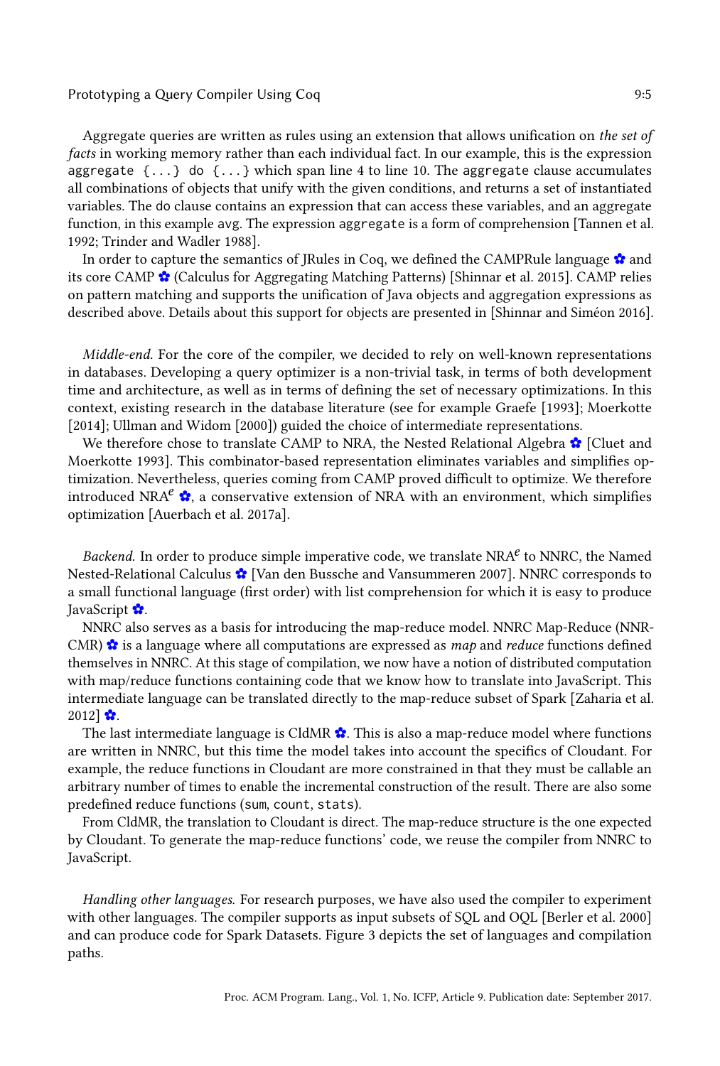Aggregate queries are written as rules using an extension that allows unification on *the set of facts* in working memory rather than each individual fact. In our example, this is the expression `aggregate {...} do {...}` which span line 4 to line 10. The `aggregate` clause accumulates all combinations of objects that unify with the given conditions, and returns a set of instantiated variables. The `do` clause contains an expression that can access these variables, and an aggregate function, in this example `avg`. The expression `aggregate` is a form of comprehension [Tannen et al. 1992; Trinder and Wadler 1988].

In order to capture the semantics of JRules in Coq, we defined the CAMPRule language ✿ and its core CAMP ✿ (Calculus for Aggregating Matching Patterns) [Shinnar et al. 2015]. CAMP relies on pattern matching and supports the unification of Java objects and aggregation expressions as described above. Details about this support for objects are presented in [Shinnar and Siméon 2016].

*Middle-end.* For the core of the compiler, we decided to rely on well-known representations in databases. Developing a query optimizer is a non-trivial task, in terms of both development time and architecture, as well as in terms of defining the set of necessary optimizations. In this context, existing research in the database literature (see for example Graefe [1993]; Moerkotte [2014]; Ullman and Widom [2000]) guided the choice of intermediate representations.

We therefore chose to translate CAMP to NRA, the Nested Relational Algebra ✿ [Cluet and Moerkotte 1993]. This combinator-based representation eliminates variables and simplifies optimization. Nevertheless, queries coming from CAMP proved difficult to optimize. We therefore introduced $NRA^e$ ✿, a conservative extension of NRA with an environment, which simplifies optimization [Auerbach et al. 2017a].

*Backend.* In order to produce simple imperative code, we translate $NRA^e$ to NNRC, the Named Nested-Relational Calculus ✿ [Van den Bussche and Vansummeren 2007]. NNRC corresponds to a small functional language (first order) with list comprehension for which it is easy to produce JavaScript ✿.

NNRC also serves as a basis for introducing the map-reduce model. NNRC Map-Reduce (NNRCMR) ✿ is a language where all computations are expressed as *map* and *reduce* functions defined themselves in NNRC. At this stage of compilation, we now have a notion of distributed computation with map/reduce functions containing code that we know how to translate into JavaScript. This intermediate language can be translated directly to the map-reduce subset of Spark [Zaharia et al. 2012] ✿.

The last intermediate language is CldMR ✿. This is also a map-reduce model where functions are written in NNRC, but this time the model takes into account the specifics of Cloudant. For example, the reduce functions in Cloudant are more constrained in that they must be callable an arbitrary number of times to enable the incremental construction of the result. There are also some predefined reduce functions (`sum`, `count`, `stats`).

From CldMR, the translation to Cloudant is direct. The map-reduce structure is the one expected by Cloudant. To generate the map-reduce functions' code, we reuse the compiler from NNRC to JavaScript.

*Handling other languages.* For research purposes, we have also used the compiler to experiment with other languages. The compiler supports as input subsets of SQL and OQL [Berler et al. 2000] and can produce code for Spark Datasets. Figure 3 depicts the set of languages and compilation paths.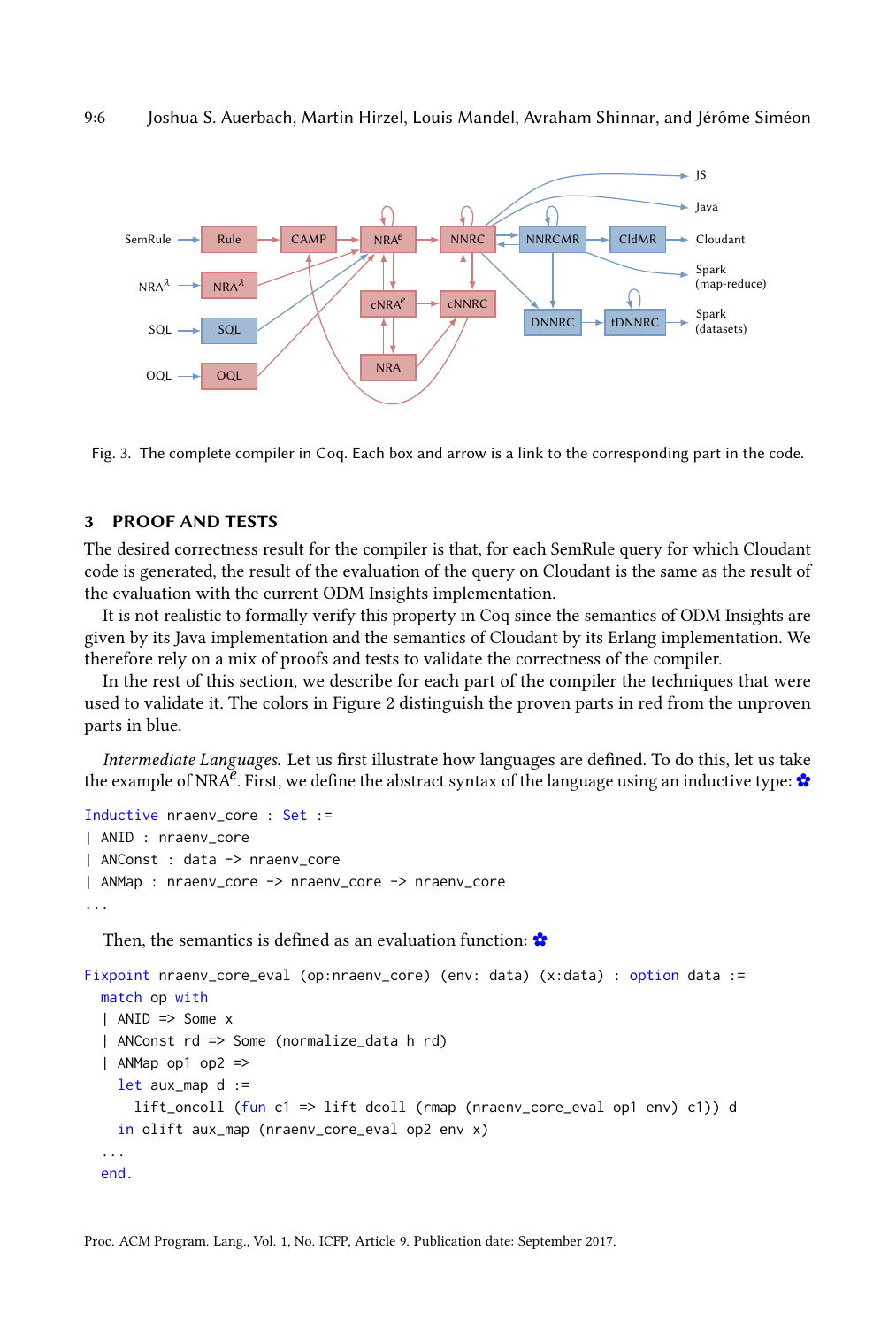Fig. 3. The complete compiler in Coq. Each box and arrow is a link to the corresponding part in the code.

## 3 PROOF AND TESTS

The desired correctness result for the compiler is that, for each SemRule query for which Cloudant code is generated, the result of the evaluation of the query on Cloudant is the same as the result of the evaluation with the current ODM Insights implementation.

It is not realistic to formally verify this property in Coq since the semantics of ODM Insights are given by its Java implementation and the semantics of Cloudant by its Erlang implementation. We therefore rely on a mix of proofs and tests to validate the correctness of the compiler.

In the rest of this section, we describe for each part of the compiler the techniques that were used to validate it. The colors in Figure 2 distinguish the proven parts in red from the unproven parts in blue.

*Intermediate Languages.* Let us first illustrate how languages are defined. To do this, let us take the example of $\text{NRA}^e$. First, we define the abstract syntax of the language using an inductive type: ✿

```
Inductive nraenv_core : Set :=
| ANID : nraenv_core
| ANConst : data -> nraenv_core
| ANMap : nraenv_core -> nraenv_core -> nraenv_core
...
```

Then, the semantics is defined as an evaluation function: ✿

```
Fixpoint nraenv_core_eval (op:nraenv_core) (env: data) (x:data) : option data :=
  match op with
  | ANID => Some x
  | ANConst rd => Some (normalize_data h rd)
  | ANMap op1 op2 =>
    let aux_map d :=
      lift_oncoll (fun c1 => lift dcoll (rmap (nraenv_core_eval op1 env) c1)) d
    in olift aux_map (nraenv_core_eval op2 env x)
  ...
  end.
```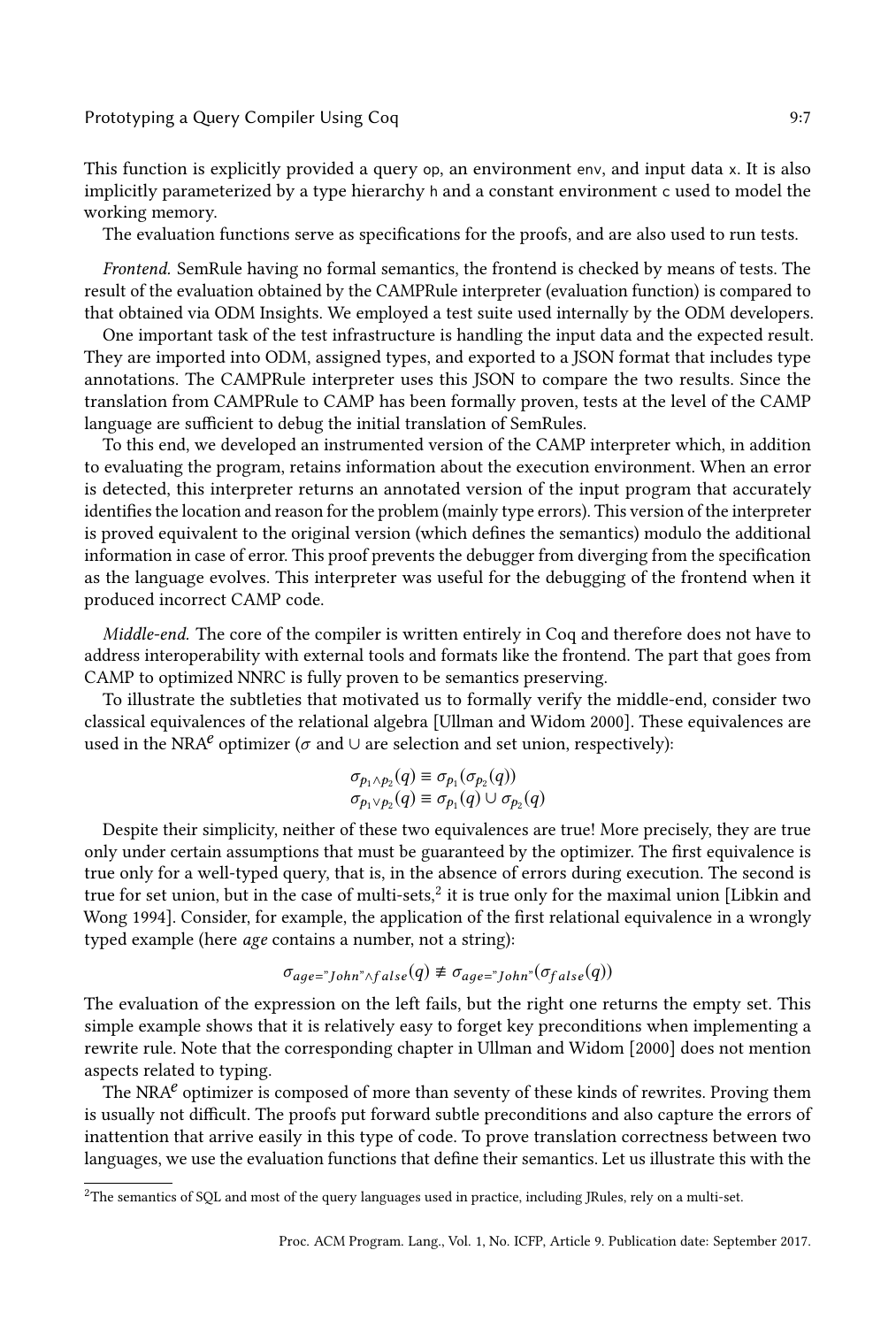This function is explicitly provided a query `op`, an environment `env`, and input data `x`. It is also implicitly parameterized by a type hierarchy `h` and a constant environment `c` used to model the working memory.

The evaluation functions serve as specifications for the proofs, and are also used to run tests.

*Frontend.* SemRule having no formal semantics, the frontend is checked by means of tests. The result of the evaluation obtained by the CAMPRule interpreter (evaluation function) is compared to that obtained via ODM Insights. We employed a test suite used internally by the ODM developers.

One important task of the test infrastructure is handling the input data and the expected result. They are imported into ODM, assigned types, and exported to a JSON format that includes type annotations. The CAMPRule interpreter uses this JSON to compare the two results. Since the translation from CAMPRule to CAMP has been formally proven, tests at the level of the CAMP language are sufficient to debug the initial translation of SemRules.

To this end, we developed an instrumented version of the CAMP interpreter which, in addition to evaluating the program, retains information about the execution environment. When an error is detected, this interpreter returns an annotated version of the input program that accurately identifies the location and reason for the problem (mainly type errors). This version of the interpreter is proved equivalent to the original version (which defines the semantics) modulo the additional information in case of error. This proof prevents the debugger from diverging from the specification as the language evolves. This interpreter was useful for the debugging of the frontend when it produced incorrect CAMP code.

*Middle-end.* The core of the compiler is written entirely in Coq and therefore does not have to address interoperability with external tools and formats like the frontend. The part that goes from CAMP to optimized NNRC is fully proven to be semantics preserving.

To illustrate the subtleties that motivated us to formally verify the middle-end, consider two classical equivalences of the relational algebra [Ullman and Widom 2000]. These equivalences are used in the NRA$^e$ optimizer ($\sigma$ and $\cup$ are selection and set union, respectively):

$$\sigma_{p_1 \wedge p_2}(q) \equiv \sigma_{p_1}(\sigma_{p_2}(q))$$
$$\sigma_{p_1 \vee p_2}(q) \equiv \sigma_{p_1}(q) \cup \sigma_{p_2}(q)$$

Despite their simplicity, neither of these two equivalences are true! More precisely, they are true only under certain assumptions that must be guaranteed by the optimizer. The first equivalence is true only for a well-typed query, that is, in the absence of errors during execution. The second is true for set union, but in the case of multi-sets,[2] it is true only for the maximal union [Libkin and Wong 1994]. Consider, for example, the application of the first relational equivalence in a wrongly typed example (here *age* contains a number, not a string):

$$\sigma_{age=\text{"}John\text{"} \wedge false}(q) \not\equiv \sigma_{age=\text{"}John\text{"}}(\sigma_{false}(q))$$

The evaluation of the expression on the left fails, but the right one returns the empty set. This simple example shows that it is relatively easy to forget key preconditions when implementing a rewrite rule. Note that the corresponding chapter in Ullman and Widom [2000] does not mention aspects related to typing.

The NRA$^e$ optimizer is composed of more than seventy of these kinds of rewrites. Proving them is usually not difficult. The proofs put forward subtle preconditions and also capture the errors of inattention that arrive easily in this type of code. To prove translation correctness between two languages, we use the evaluation functions that define their semantics. Let us illustrate this with the

[2] The semantics of SQL and most of the query languages used in practice, including JRules, rely on a multi-set.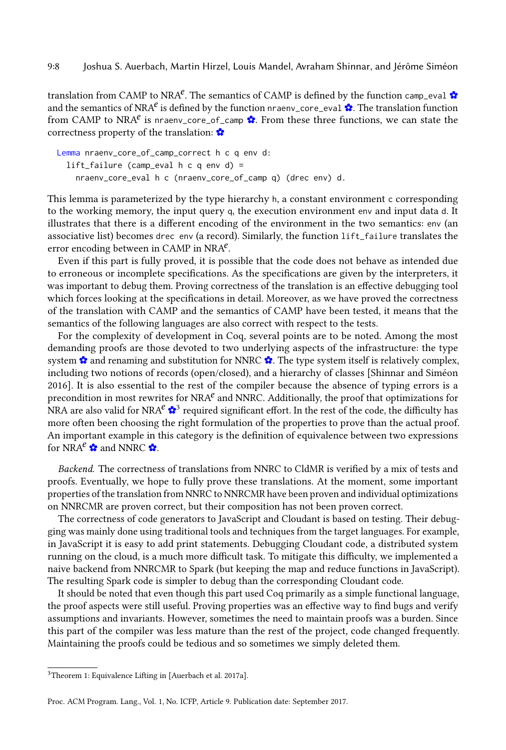translation from CAMP to NRA$^e$. The semantics of CAMP is defined by the function camp_eval ✿ and the semantics of NRA$^e$ is defined by the function nraenv_core_eval ✿. The translation function from CAMP to NRA$^e$ is nraenv_core_of_camp ✿. From these three functions, we can state the correctness property of the translation: ✿

```
Lemma nraenv_core_of_camp_correct h c q env d:
  lift_failure (camp_eval h c q env d) =
    nraenv_core_eval h c (nraenv_core_of_camp q) (drec env) d.
```

This lemma is parameterized by the type hierarchy h, a constant environment c corresponding to the working memory, the input query q, the execution environment env and input data d. It illustrates that there is a different encoding of the environment in the two semantics: env (an associative list) becomes drec env (a record). Similarly, the function lift_failure translates the error encoding between in CAMP in NRA$^e$.

Even if this part is fully proved, it is possible that the code does not behave as intended due to erroneous or incomplete specifications. As the specifications are given by the interpreters, it was important to debug them. Proving correctness of the translation is an effective debugging tool which forces looking at the specifications in detail. Moreover, as we have proved the correctness of the translation with CAMP and the semantics of CAMP have been tested, it means that the semantics of the following languages are also correct with respect to the tests.

For the complexity of development in Coq, several points are to be noted. Among the most demanding proofs are those devoted to two underlying aspects of the infrastructure: the type system ✿ and renaming and substitution for NNRC ✿. The type system itself is relatively complex, including two notions of records (open/closed), and a hierarchy of classes [Shinnar and Siméon 2016]. It is also essential to the rest of the compiler because the absence of typing errors is a precondition in most rewrites for NRA$^e$ and NNRC. Additionally, the proof that optimizations for NRA are also valid for NRA$^e$ ✿[3] required significant effort. In the rest of the code, the difficulty has more often been choosing the right formulation of the properties to prove than the actual proof. An important example in this category is the definition of equivalence between two expressions for NRA$^e$ ✿ and NNRC ✿.

*Backend.* The correctness of translations from NNRC to CldMR is verified by a mix of tests and proofs. Eventually, we hope to fully prove these translations. At the moment, some important properties of the translation from NNRC to NNRCMR have been proven and individual optimizations on NNRCMR are proven correct, but their composition has not been proven correct.

The correctness of code generators to JavaScript and Cloudant is based on testing. Their debugging was mainly done using traditional tools and techniques from the target languages. For example, in JavaScript it is easy to add print statements. Debugging Cloudant code, a distributed system running on the cloud, is a much more difficult task. To mitigate this difficulty, we implemented a naive backend from NNRCMR to Spark (but keeping the map and reduce functions in JavaScript). The resulting Spark code is simpler to debug than the corresponding Cloudant code.

It should be noted that even though this part used Coq primarily as a simple functional language, the proof aspects were still useful. Proving properties was an effective way to find bugs and verify assumptions and invariants. However, sometimes the need to maintain proofs was a burden. Since this part of the compiler was less mature than the rest of the project, code changed frequently. Maintaining the proofs could be tedious and so sometimes we simply deleted them.

[3] Theorem 1: Equivalence Lifting in [Auerbach et al. 2017a].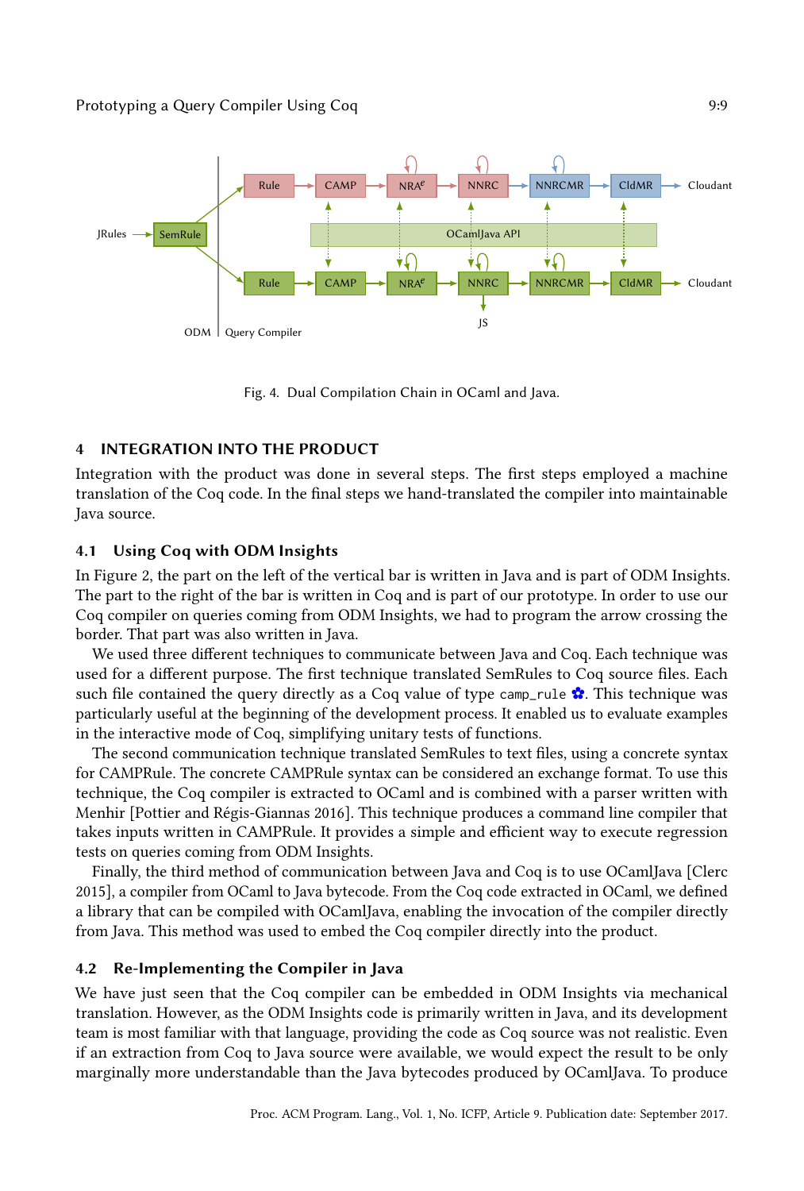Fig. 4. Dual Compilation Chain in OCaml and Java.

## 4 INTEGRATION INTO THE PRODUCT

Integration with the product was done in several steps. The first steps employed a machine translation of the Coq code. In the final steps we hand-translated the compiler into maintainable Java source.

### 4.1 Using Coq with ODM Insights

In Figure 2, the part on the left of the vertical bar is written in Java and is part of ODM Insights. The part to the right of the bar is written in Coq and is part of our prototype. In order to use our Coq compiler on queries coming from ODM Insights, we had to program the arrow crossing the border. That part was also written in Java.

We used three different techniques to communicate between Java and Coq. Each technique was used for a different purpose. The first technique translated SemRules to Coq source files. Each such file contained the query directly as a Coq value of type `camp_rule` ✿. This technique was particularly useful at the beginning of the development process. It enabled us to evaluate examples in the interactive mode of Coq, simplifying unitary tests of functions.

The second communication technique translated SemRules to text files, using a concrete syntax for CAMPRule. The concrete CAMPRule syntax can be considered an exchange format. To use this technique, the Coq compiler is extracted to OCaml and is combined with a parser written with Menhir [Pottier and Régis-Giannas 2016]. This technique produces a command line compiler that takes inputs written in CAMPRule. It provides a simple and efficient way to execute regression tests on queries coming from ODM Insights.

Finally, the third method of communication between Java and Coq is to use OCamlJava [Clerc 2015], a compiler from OCaml to Java bytecode. From the Coq code extracted in OCaml, we defined a library that can be compiled with OCamlJava, enabling the invocation of the compiler directly from Java. This method was used to embed the Coq compiler directly into the product.

### 4.2 Re-Implementing the Compiler in Java

We have just seen that the Coq compiler can be embedded in ODM Insights via mechanical translation. However, as the ODM Insights code is primarily written in Java, and its development team is most familiar with that language, providing the code as Coq source was not realistic. Even if an extraction from Coq to Java source were available, we would expect the result to be only marginally more understandable than the Java bytecodes produced by OCamlJava. To produce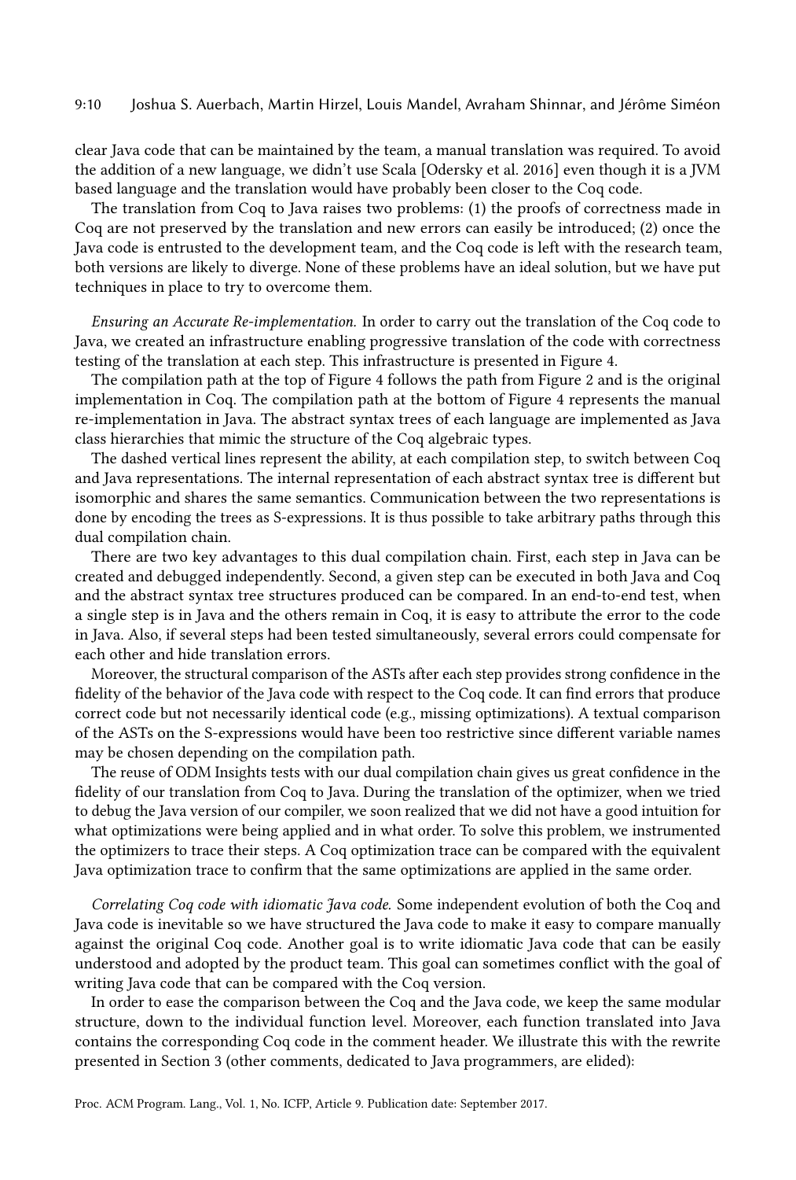clear Java code that can be maintained by the team, a manual translation was required. To avoid the addition of a new language, we didn't use Scala [Odersky et al. 2016] even though it is a JVM based language and the translation would have probably been closer to the Coq code.

The translation from Coq to Java raises two problems: (1) the proofs of correctness made in Coq are not preserved by the translation and new errors can easily be introduced; (2) once the Java code is entrusted to the development team, and the Coq code is left with the research team, both versions are likely to diverge. None of these problems have an ideal solution, but we have put techniques in place to try to overcome them.

*Ensuring an Accurate Re-implementation.* In order to carry out the translation of the Coq code to Java, we created an infrastructure enabling progressive translation of the code with correctness testing of the translation at each step. This infrastructure is presented in Figure 4.

The compilation path at the top of Figure 4 follows the path from Figure 2 and is the original implementation in Coq. The compilation path at the bottom of Figure 4 represents the manual re-implementation in Java. The abstract syntax trees of each language are implemented as Java class hierarchies that mimic the structure of the Coq algebraic types.

The dashed vertical lines represent the ability, at each compilation step, to switch between Coq and Java representations. The internal representation of each abstract syntax tree is different but isomorphic and shares the same semantics. Communication between the two representations is done by encoding the trees as S-expressions. It is thus possible to take arbitrary paths through this dual compilation chain.

There are two key advantages to this dual compilation chain. First, each step in Java can be created and debugged independently. Second, a given step can be executed in both Java and Coq and the abstract syntax tree structures produced can be compared. In an end-to-end test, when a single step is in Java and the others remain in Coq, it is easy to attribute the error to the code in Java. Also, if several steps had been tested simultaneously, several errors could compensate for each other and hide translation errors.

Moreover, the structural comparison of the ASTs after each step provides strong confidence in the fidelity of the behavior of the Java code with respect to the Coq code. It can find errors that produce correct code but not necessarily identical code (e.g., missing optimizations). A textual comparison of the ASTs on the S-expressions would have been too restrictive since different variable names may be chosen depending on the compilation path.

The reuse of ODM Insights tests with our dual compilation chain gives us great confidence in the fidelity of our translation from Coq to Java. During the translation of the optimizer, when we tried to debug the Java version of our compiler, we soon realized that we did not have a good intuition for what optimizations were being applied and in what order. To solve this problem, we instrumented the optimizers to trace their steps. A Coq optimization trace can be compared with the equivalent Java optimization trace to confirm that the same optimizations are applied in the same order.

*Correlating Coq code with idiomatic Java code.* Some independent evolution of both the Coq and Java code is inevitable so we have structured the Java code to make it easy to compare manually against the original Coq code. Another goal is to write idiomatic Java code that can be easily understood and adopted by the product team. This goal can sometimes conflict with the goal of writing Java code that can be compared with the Coq version.

In order to ease the comparison between the Coq and the Java code, we keep the same modular structure, down to the individual function level. Moreover, each function translated into Java contains the corresponding Coq code in the comment header. We illustrate this with the rewrite presented in Section 3 (other comments, dedicated to Java programmers, are elided):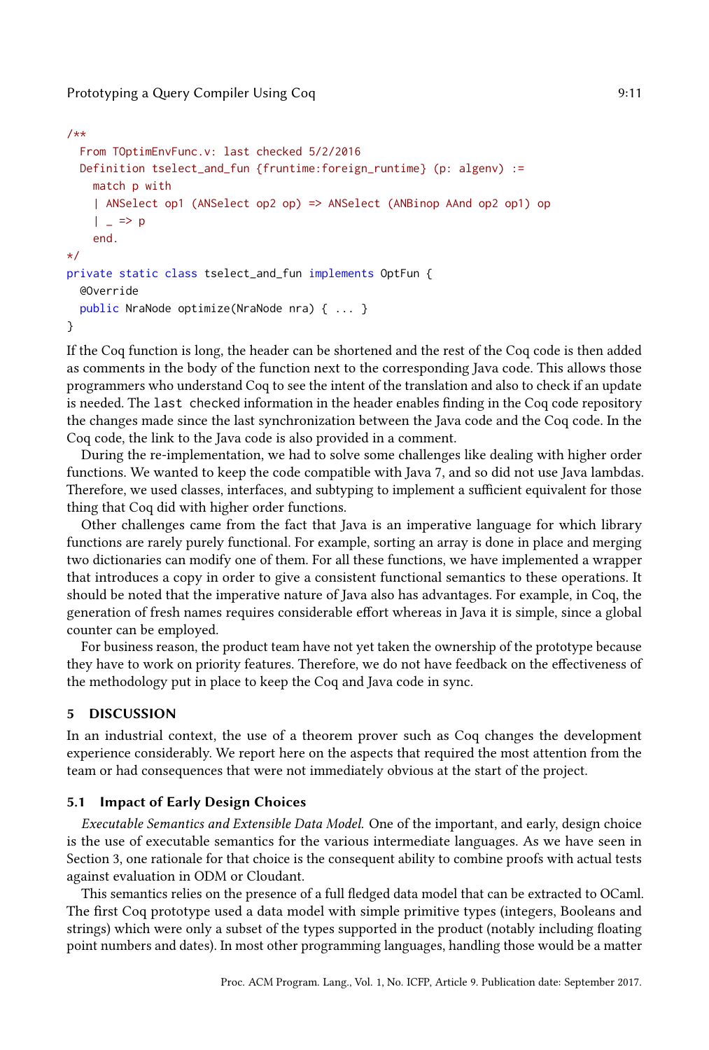```java
/**
  From TOptimEnvFunc.v: last checked 5/2/2016
  Definition tselect_and_fun {fruntime:foreign_runtime} (p: algenv) :=
    match p with
    | ANSelect op1 (ANSelect op2 op) => ANSelect (ANBinop AAnd op2 op1) op
    | _ => p
    end.
*/
private static class tselect_and_fun implements OptFun {
  @Override
  public NraNode optimize(NraNode nra) { ... }
}
```

If the Coq function is long, the header can be shortened and the rest of the Coq code is then added as comments in the body of the function next to the corresponding Java code. This allows those programmers who understand Coq to see the intent of the translation and also to check if an update is needed. The `last checked` information in the header enables finding in the Coq code repository the changes made since the last synchronization between the Java code and the Coq code. In the Coq code, the link to the Java code is also provided in a comment.

During the re-implementation, we had to solve some challenges like dealing with higher order functions. We wanted to keep the code compatible with Java 7, and so did not use Java lambdas. Therefore, we used classes, interfaces, and subtyping to implement a sufficient equivalent for those thing that Coq did with higher order functions.

Other challenges came from the fact that Java is an imperative language for which library functions are rarely purely functional. For example, sorting an array is done in place and merging two dictionaries can modify one of them. For all these functions, we have implemented a wrapper that introduces a copy in order to give a consistent functional semantics to these operations. It should be noted that the imperative nature of Java also has advantages. For example, in Coq, the generation of fresh names requires considerable effort whereas in Java it is simple, since a global counter can be employed.

For business reason, the product team have not yet taken the ownership of the prototype because they have to work on priority features. Therefore, we do not have feedback on the effectiveness of the methodology put in place to keep the Coq and Java code in sync.

## 5 DISCUSSION

In an industrial context, the use of a theorem prover such as Coq changes the development experience considerably. We report here on the aspects that required the most attention from the team or had consequences that were not immediately obvious at the start of the project.

### 5.1 Impact of Early Design Choices

*Executable Semantics and Extensible Data Model.* One of the important, and early, design choice is the use of executable semantics for the various intermediate languages. As we have seen in Section 3, one rationale for that choice is the consequent ability to combine proofs with actual tests against evaluation in ODM or Cloudant.

This semantics relies on the presence of a full fledged data model that can be extracted to OCaml. The first Coq prototype used a data model with simple primitive types (integers, Booleans and strings) which were only a subset of the types supported in the product (notably including floating point numbers and dates). In most other programming languages, handling those would be a matter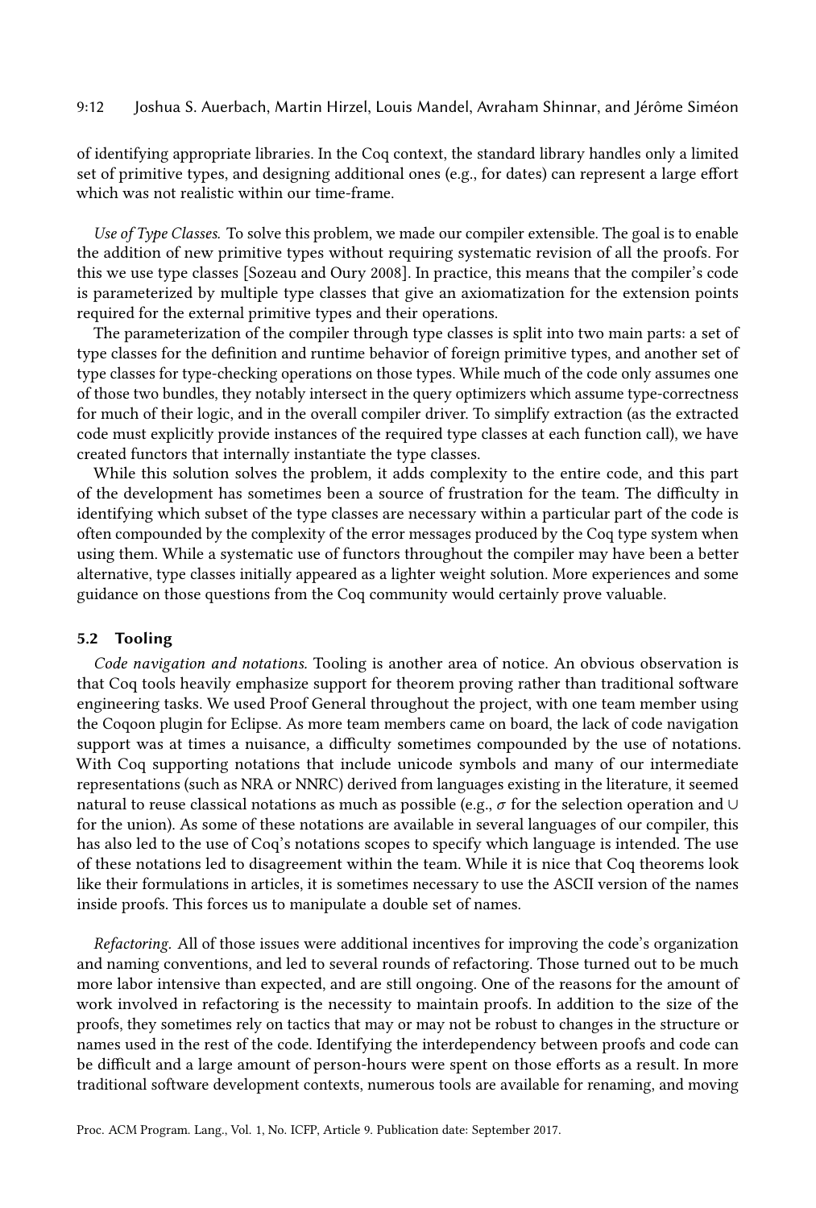of identifying appropriate libraries. In the Coq context, the standard library handles only a limited set of primitive types, and designing additional ones (e.g., for dates) can represent a large effort which was not realistic within our time-frame.

*Use of Type Classes.* To solve this problem, we made our compiler extensible. The goal is to enable the addition of new primitive types without requiring systematic revision of all the proofs. For this we use type classes [Sozeau and Oury 2008]. In practice, this means that the compiler's code is parameterized by multiple type classes that give an axiomatization for the extension points required for the external primitive types and their operations.

The parameterization of the compiler through type classes is split into two main parts: a set of type classes for the definition and runtime behavior of foreign primitive types, and another set of type classes for type-checking operations on those types. While much of the code only assumes one of those two bundles, they notably intersect in the query optimizers which assume type-correctness for much of their logic, and in the overall compiler driver. To simplify extraction (as the extracted code must explicitly provide instances of the required type classes at each function call), we have created functors that internally instantiate the type classes.

While this solution solves the problem, it adds complexity to the entire code, and this part of the development has sometimes been a source of frustration for the team. The difficulty in identifying which subset of the type classes are necessary within a particular part of the code is often compounded by the complexity of the error messages produced by the Coq type system when using them. While a systematic use of functors throughout the compiler may have been a better alternative, type classes initially appeared as a lighter weight solution. More experiences and some guidance on those questions from the Coq community would certainly prove valuable.

## 5.2 Tooling

*Code navigation and notations.* Tooling is another area of notice. An obvious observation is that Coq tools heavily emphasize support for theorem proving rather than traditional software engineering tasks. We used Proof General throughout the project, with one team member using the Coqoon plugin for Eclipse. As more team members came on board, the lack of code navigation support was at times a nuisance, a difficulty sometimes compounded by the use of notations. With Coq supporting notations that include unicode symbols and many of our intermediate representations (such as NRA or NNRC) derived from languages existing in the literature, it seemed natural to reuse classical notations as much as possible (e.g., $\sigma$ for the selection operation and $\cup$ for the union). As some of these notations are available in several languages of our compiler, this has also led to the use of Coq's notations scopes to specify which language is intended. The use of these notations led to disagreement within the team. While it is nice that Coq theorems look like their formulations in articles, it is sometimes necessary to use the ASCII version of the names inside proofs. This forces us to manipulate a double set of names.

*Refactoring.* All of those issues were additional incentives for improving the code's organization and naming conventions, and led to several rounds of refactoring. Those turned out to be much more labor intensive than expected, and are still ongoing. One of the reasons for the amount of work involved in refactoring is the necessity to maintain proofs. In addition to the size of the proofs, they sometimes rely on tactics that may or may not be robust to changes in the structure or names used in the rest of the code. Identifying the interdependency between proofs and code can be difficult and a large amount of person-hours were spent on those efforts as a result. In more traditional software development contexts, numerous tools are available for renaming, and moving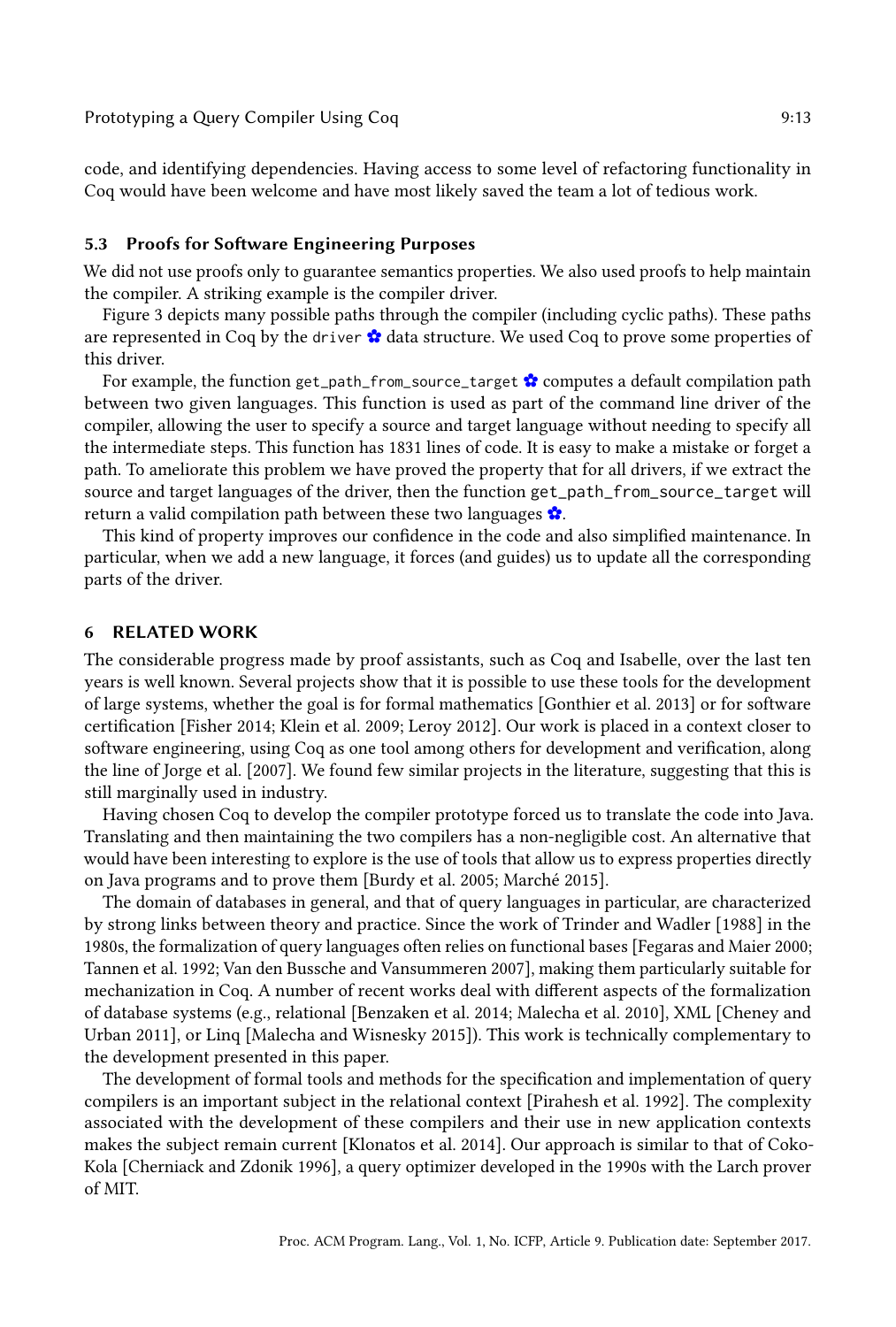code, and identifying dependencies. Having access to some level of refactoring functionality in Coq would have been welcome and have most likely saved the team a lot of tedious work.

### 5.3 Proofs for Software Engineering Purposes

We did not use proofs only to guarantee semantics properties. We also used proofs to help maintain the compiler. A striking example is the compiler driver.

Figure 3 depicts many possible paths through the compiler (including cyclic paths). These paths are represented in Coq by the `driver` ✿ data structure. We used Coq to prove some properties of this driver.

For example, the function `get_path_from_source_target` ✿ computes a default compilation path between two given languages. This function is used as part of the command line driver of the compiler, allowing the user to specify a source and target language without needing to specify all the intermediate steps. This function has 1831 lines of code. It is easy to make a mistake or forget a path. To ameliorate this problem we have proved the property that for all drivers, if we extract the source and target languages of the driver, then the function `get_path_from_source_target` will return a valid compilation path between these two languages ✿.

This kind of property improves our confidence in the code and also simplified maintenance. In particular, when we add a new language, it forces (and guides) us to update all the corresponding parts of the driver.

## 6 RELATED WORK

The considerable progress made by proof assistants, such as Coq and Isabelle, over the last ten years is well known. Several projects show that it is possible to use these tools for the development of large systems, whether the goal is for formal mathematics [Gonthier et al. 2013] or for software certification [Fisher 2014; Klein et al. 2009; Leroy 2012]. Our work is placed in a context closer to software engineering, using Coq as one tool among others for development and verification, along the line of Jorge et al. [2007]. We found few similar projects in the literature, suggesting that this is still marginally used in industry.

Having chosen Coq to develop the compiler prototype forced us to translate the code into Java. Translating and then maintaining the two compilers has a non-negligible cost. An alternative that would have been interesting to explore is the use of tools that allow us to express properties directly on Java programs and to prove them [Burdy et al. 2005; Marché 2015].

The domain of databases in general, and that of query languages in particular, are characterized by strong links between theory and practice. Since the work of Trinder and Wadler [1988] in the 1980s, the formalization of query languages often relies on functional bases [Fegaras and Maier 2000; Tannen et al. 1992; Van den Bussche and Vansummeren 2007], making them particularly suitable for mechanization in Coq. A number of recent works deal with different aspects of the formalization of database systems (e.g., relational [Benzaken et al. 2014; Malecha et al. 2010], XML [Cheney and Urban 2011], or Linq [Malecha and Wisnesky 2015]). This work is technically complementary to the development presented in this paper.

The development of formal tools and methods for the specification and implementation of query compilers is an important subject in the relational context [Pirahesh et al. 1992]. The complexity associated with the development of these compilers and their use in new application contexts makes the subject remain current [Klonatos et al. 2014]. Our approach is similar to that of Coko-Kola [Cherniack and Zdonik 1996], a query optimizer developed in the 1990s with the Larch prover of MIT.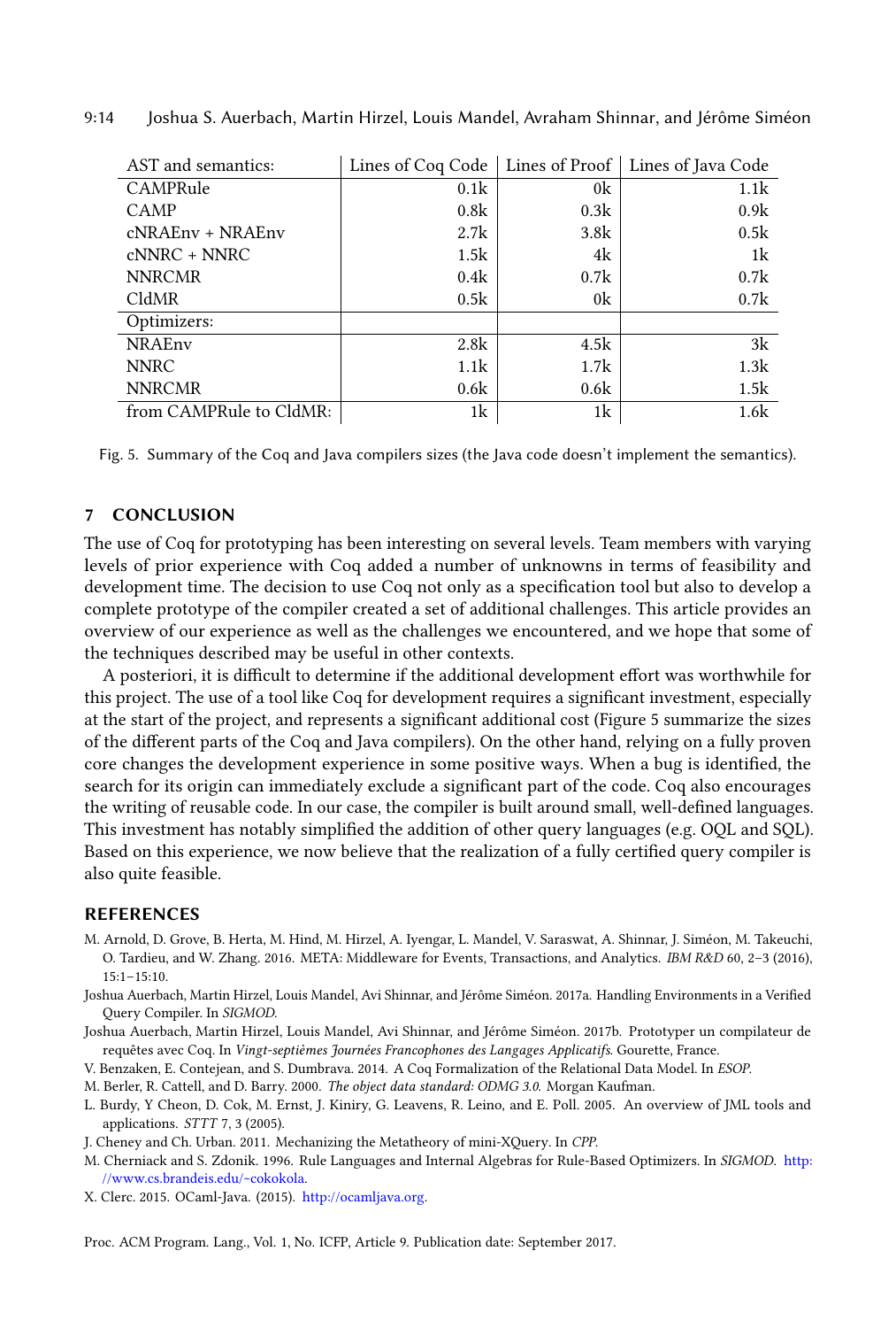| AST and semantics: | Lines of Coq Code | Lines of Proof | Lines of Java Code |
|---|---|---|---|
| CAMPRule | 0.1k | 0k | 1.1k |
| CAMP | 0.8k | 0.3k | 0.9k |
| cNRAEnv + NRAEnv | 2.7k | 3.8k | 0.5k |
| cNNRC + NNRC | 1.5k | 4k | 1k |
| NNRCMR | 0.4k | 0.7k | 0.7k |
| CldMR | 0.5k | 0k | 0.7k |
| Optimizers: | | | |
| NRAEnv | 2.8k | 4.5k | 3k |
| NNRC | 1.1k | 1.7k | 1.3k |
| NNRCMR | 0.6k | 0.6k | 1.5k |
| from CAMPRule to CldMR: | 1k | 1k | 1.6k |

Fig. 5. Summary of the Coq and Java compilers sizes (the Java code doesn't implement the semantics).

## 7 CONCLUSION

The use of Coq for prototyping has been interesting on several levels. Team members with varying levels of prior experience with Coq added a number of unknowns in terms of feasibility and development time. The decision to use Coq not only as a specification tool but also to develop a complete prototype of the compiler created a set of additional challenges. This article provides an overview of our experience as well as the challenges we encountered, and we hope that some of the techniques described may be useful in other contexts.

A posteriori, it is difficult to determine if the additional development effort was worthwhile for this project. The use of a tool like Coq for development requires a significant investment, especially at the start of the project, and represents a significant additional cost (Figure 5 summarize the sizes of the different parts of the Coq and Java compilers). On the other hand, relying on a fully proven core changes the development experience in some positive ways. When a bug is identified, the search for its origin can immediately exclude a significant part of the code. Coq also encourages the writing of reusable code. In our case, the compiler is built around small, well-defined languages. This investment has notably simplified the addition of other query languages (e.g. OQL and SQL). Based on this experience, we now believe that the realization of a fully certified query compiler is also quite feasible.

## REFERENCES

M. Arnold, D. Grove, B. Herta, M. Hind, M. Hirzel, A. Iyengar, L. Mandel, V. Saraswat, A. Shinnar, J. Siméon, M. Takeuchi, O. Tardieu, and W. Zhang. 2016. META: Middleware for Events, Transactions, and Analytics. *IBM R&D* 60, 2–3 (2016), 15:1–15:10.

Joshua Auerbach, Martin Hirzel, Louis Mandel, Avi Shinnar, and Jérôme Siméon. 2017a. Handling Environments in a Verified Query Compiler. In *SIGMOD*.

Joshua Auerbach, Martin Hirzel, Louis Mandel, Avi Shinnar, and Jérôme Siméon. 2017b. Prototyper un compilateur de requêtes avec Coq. In *Vingt-septièmes Journées Francophones des Langages Applicatifs*. Gourette, France.

V. Benzaken, E. Contejean, and S. Dumbrava. 2014. A Coq Formalization of the Relational Data Model. In *ESOP*.

M. Berler, R. Cattell, and D. Barry. 2000. *The object data standard: ODMG 3.0.* Morgan Kaufman.

L. Burdy, Y Cheon, D. Cok, M. Ernst, J. Kiniry, G. Leavens, R. Leino, and E. Poll. 2005. An overview of JML tools and applications. *STTT* 7, 3 (2005).

J. Cheney and Ch. Urban. 2011. Mechanizing the Metatheory of mini-XQuery. In *CPP*.

M. Cherniack and S. Zdonik. 1996. Rule Languages and Internal Algebras for Rule-Based Optimizers. In *SIGMOD*. http://www.cs.brandeis.edu/~cokokola.

X. Clerc. 2015. OCaml-Java. (2015). http://ocamljava.org.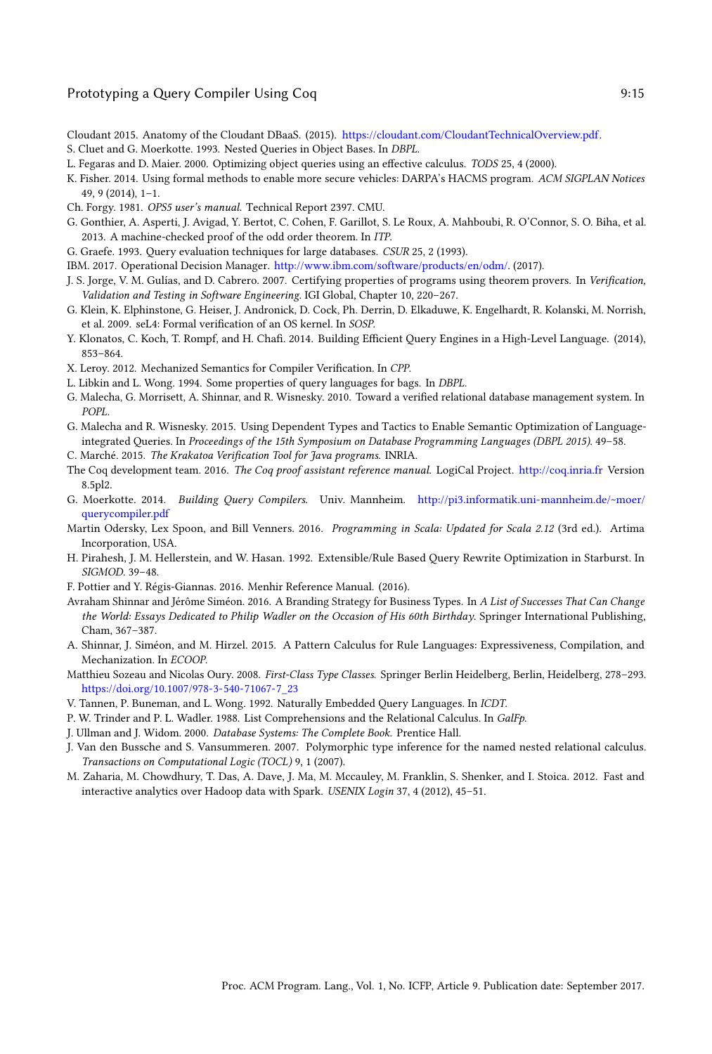Cloudant 2015. Anatomy of the Cloudant DBaaS. (2015). https://cloudant.com/CloudantTechnicalOverview.pdf.

S. Cluet and G. Moerkotte. 1993. Nested Queries in Object Bases. In *DBPL*.

L. Fegaras and D. Maier. 2000. Optimizing object queries using an effective calculus. *TODS* 25, 4 (2000).

K. Fisher. 2014. Using formal methods to enable more secure vehicles: DARPA's HACMS program. *ACM SIGPLAN Notices* 49, 9 (2014), 1–1.

Ch. Forgy. 1981. *OPS5 user's manual.* Technical Report 2397. CMU.

G. Gonthier, A. Asperti, J. Avigad, Y. Bertot, C. Cohen, F. Garillot, S. Le Roux, A. Mahboubi, R. O'Connor, S. O. Biha, et al. 2013. A machine-checked proof of the odd order theorem. In *ITP*.

G. Graefe. 1993. Query evaluation techniques for large databases. *CSUR* 25, 2 (1993).

IBM. 2017. Operational Decision Manager. http://www.ibm.com/software/products/en/odm/. (2017).

J. S. Jorge, V. M. Gulías, and D. Cabrero. 2007. Certifying properties of programs using theorem provers. In *Verification, Validation and Testing in Software Engineering.* IGI Global, Chapter 10, 220–267.

G. Klein, K. Elphinstone, G. Heiser, J. Andronick, D. Cock, Ph. Derrin, D. Elkaduwe, K. Engelhardt, R. Kolanski, M. Norrish, et al. 2009. seL4: Formal verification of an OS kernel. In *SOSP*.

Y. Klonatos, C. Koch, T. Rompf, and H. Chafi. 2014. Building Efficient Query Engines in a High-Level Language. (2014), 853–864.

X. Leroy. 2012. Mechanized Semantics for Compiler Verification. In *CPP*.

L. Libkin and L. Wong. 1994. Some properties of query languages for bags. In *DBPL*.

G. Malecha, G. Morrisett, A. Shinnar, and R. Wisnesky. 2010. Toward a verified relational database management system. In *POPL*.

G. Malecha and R. Wisnesky. 2015. Using Dependent Types and Tactics to Enable Semantic Optimization of Language-integrated Queries. In *Proceedings of the 15th Symposium on Database Programming Languages (DBPL 2015)*. 49–58.

C. Marché. 2015. *The Krakatoa Verification Tool for Java programs.* INRIA.

The Coq development team. 2016. *The Coq proof assistant reference manual.* LogiCal Project. http://coq.inria.fr Version 8.5pl2.

G. Moerkotte. 2014. *Building Query Compilers.* Univ. Mannheim. http://pi3.informatik.uni-mannheim.de/~moer/querycompiler.pdf

Martin Odersky, Lex Spoon, and Bill Venners. 2016. *Programming in Scala: Updated for Scala 2.12* (3rd ed.). Artima Incorporation, USA.

H. Pirahesh, J. M. Hellerstein, and W. Hasan. 1992. Extensible/Rule Based Query Rewrite Optimization in Starburst. In *SIGMOD*. 39–48.

F. Pottier and Y. Régis-Giannas. 2016. Menhir Reference Manual. (2016).

Avraham Shinnar and Jérôme Siméon. 2016. A Branding Strategy for Business Types. In *A List of Successes That Can Change the World: Essays Dedicated to Philip Wadler on the Occasion of His 60th Birthday.* Springer International Publishing, Cham, 367–387.

A. Shinnar, J. Siméon, and M. Hirzel. 2015. A Pattern Calculus for Rule Languages: Expressiveness, Compilation, and Mechanization. In *ECOOP*.

Matthieu Sozeau and Nicolas Oury. 2008. *First-Class Type Classes.* Springer Berlin Heidelberg, Berlin, Heidelberg, 278–293. https://doi.org/10.1007/978-3-540-71067-7_23

V. Tannen, P. Buneman, and L. Wong. 1992. Naturally Embedded Query Languages. In *ICDT*.

P. W. Trinder and P. L. Wadler. 1988. List Comprehensions and the Relational Calculus. In *GalFp*.

J. Ullman and J. Widom. 2000. *Database Systems: The Complete Book.* Prentice Hall.

J. Van den Bussche and S. Vansummeren. 2007. Polymorphic type inference for the named nested relational calculus. *Transactions on Computational Logic (TOCL)* 9, 1 (2007).

M. Zaharia, M. Chowdhury, T. Das, A. Dave, J. Ma, M. Mccauley, M. Franklin, S. Shenker, and I. Stoica. 2012. Fast and interactive analytics over Hadoop data with Spark. *USENIX Login* 37, 4 (2012), 45–51.